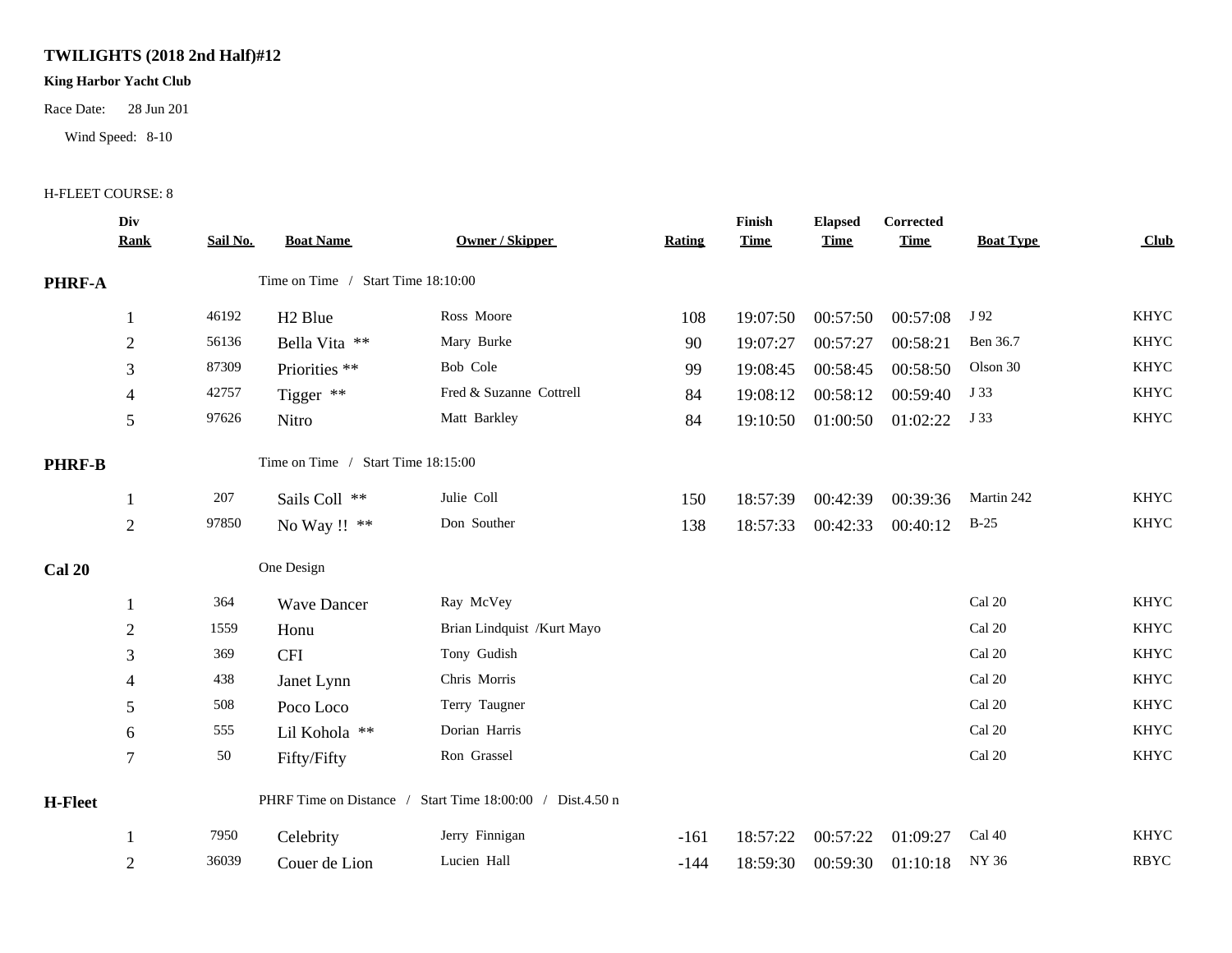# TWILIGHTS (2018 2nd Half)#12

**King Harbor Yacht Club**

Race Date: 28 Jun 201

Wind Speed: 8-10

H-FLEET COURSE: 8

| | Div Rank | Sail No. | Boat Name | Owner / Skipper | Rating | Finish Time | Elapsed Time | Corrected Time | Boat Type | Club |
|---|---|---|---|---|---|---|---|---|---|---|
| **PHRF-A** | | | Time on Time / Start Time 18:10:00 | | | | | | | |
| | 1 | 46192 | H2 Blue | Ross Moore | 108 | 19:07:50 | 00:57:50 | 00:57:08 | J 92 | KHYC |
| | 2 | 56136 | Bella Vita ** | Mary Burke | 90 | 19:07:27 | 00:57:27 | 00:58:21 | Ben 36.7 | KHYC |
| | 3 | 87309 | Priorities ** | Bob Cole | 99 | 19:08:45 | 00:58:45 | 00:58:50 | Olson 30 | KHYC |
| | 4 | 42757 | Tigger ** | Fred & Suzanne Cottrell | 84 | 19:08:12 | 00:58:12 | 00:59:40 | J 33 | KHYC |
| | 5 | 97626 | Nitro | Matt Barkley | 84 | 19:10:50 | 01:00:50 | 01:02:22 | J 33 | KHYC |
| **PHRF-B** | | | Time on Time / Start Time 18:15:00 | | | | | | | |
| | 1 | 207 | Sails Coll ** | Julie Coll | 150 | 18:57:39 | 00:42:39 | 00:39:36 | Martin 242 | KHYC |
| | 2 | 97850 | No Way !! ** | Don Souther | 138 | 18:57:33 | 00:42:33 | 00:40:12 | B-25 | KHYC |
| **Cal 20** | | | One Design | | | | | | | |
| | 1 | 364 | Wave Dancer | Ray McVey | | | | | Cal 20 | KHYC |
| | 2 | 1559 | Honu | Brian Lindquist /Kurt Mayo | | | | | Cal 20 | KHYC |
| | 3 | 369 | CFI | Tony Gudish | | | | | Cal 20 | KHYC |
| | 4 | 438 | Janet Lynn | Chris Morris | | | | | Cal 20 | KHYC |
| | 5 | 508 | Poco Loco | Terry Taugner | | | | | Cal 20 | KHYC |
| | 6 | 555 | Lil Kohola ** | Dorian Harris | | | | | Cal 20 | KHYC |
| | 7 | 50 | Fifty/Fifty | Ron Grassel | | | | | Cal 20 | KHYC |
| **H-Fleet** | | | PHRF Time on Distance / Start Time 18:00:00 / Dist.4.50 n | | | | | | | |
| | 1 | 7950 | Celebrity | Jerry Finnigan | -161 | 18:57:22 | 00:57:22 | 01:09:27 | Cal 40 | KHYC |
| | 2 | 36039 | Couer de Lion | Lucien Hall | -144 | 18:59:30 | 00:59:30 | 01:10:18 | NY 36 | RBYC |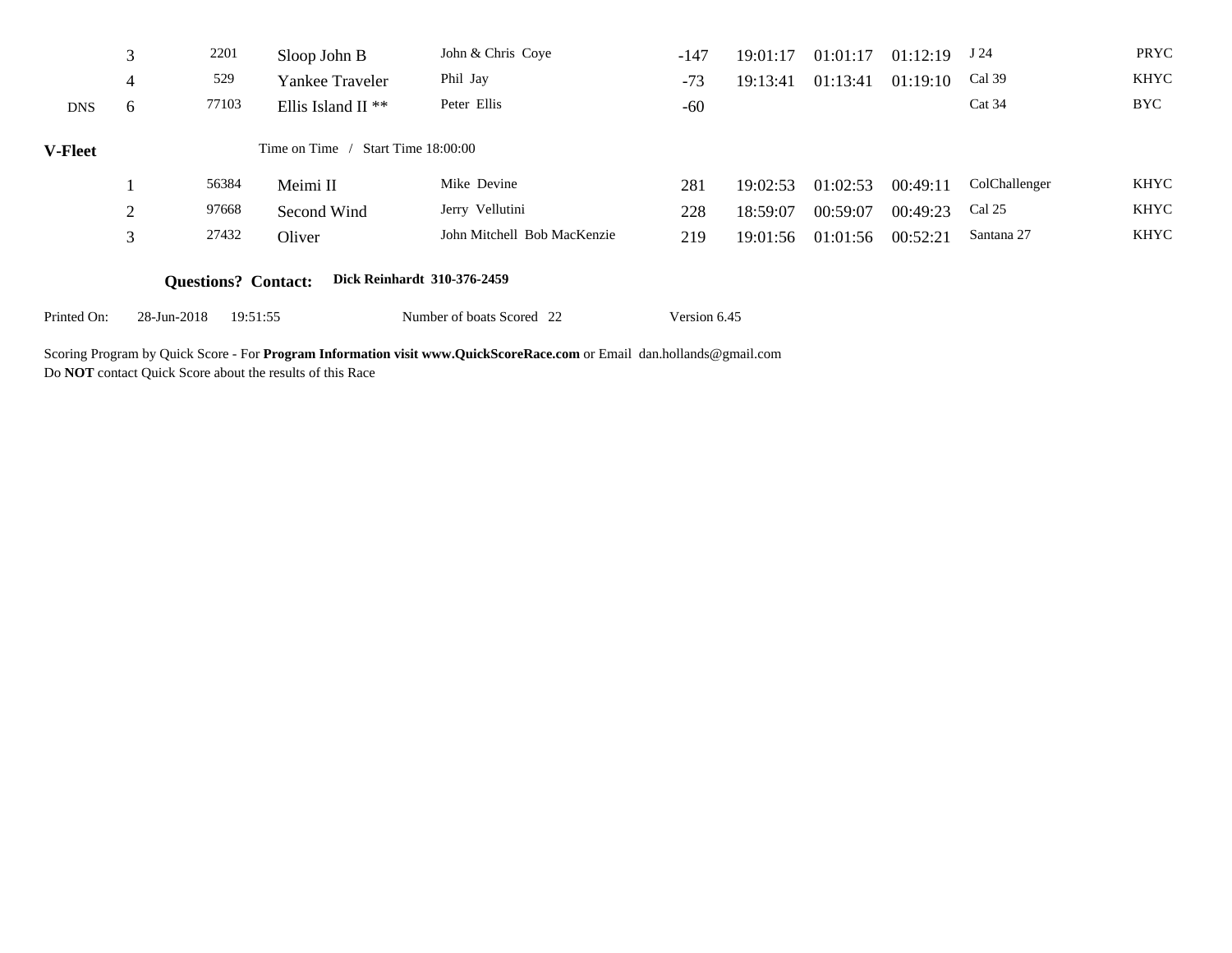| | | | | | | | | | | |
|---|---|---|---|---|---|---|---|---|---|---|
| | 3 | 2201 | Sloop John B | John & Chris Coye | -147 | 19:01:17 | 01:01:17 | 01:12:19 | J 24 | PRYC |
| | 4 | 529 | Yankee Traveler | Phil Jay | -73 | 19:13:41 | 01:13:41 | 01:19:10 | Cal 39 | KHYC |
| DNS | 6 | 77103 | Ellis Island II ** | Peter Ellis | -60 | | | | Cat 34 | BYC |

**V-Fleet** Time on Time / Start Time 18:00:00

| | | | | | | | | | | |
|---|---|---|---|---|---|---|---|---|---|---|
| | 1 | 56384 | Meimi II | Mike Devine | 281 | 19:02:53 | 01:02:53 | 00:49:11 | ColChallenger | KHYC |
| | 2 | 97668 | Second Wind | Jerry Vellutini | 228 | 18:59:07 | 00:59:07 | 00:49:23 | Cal 25 | KHYC |
| | 3 | 27432 | Oliver | John Mitchell Bob MacKenzie | 219 | 19:01:56 | 01:01:56 | 00:52:21 | Santana 27 | KHYC |

**Questions? Contact:** **Dick Reinhardt 310-376-2459**

Printed On: 28-Jun-2018 19:51:55 Number of boats Scored 22 Version 6.45

Scoring Program by Quick Score - For **Program Information visit www.QuickScoreRace.com** or Email dan.hollands@gmail.com
Do **NOT** contact Quick Score about the results of this Race